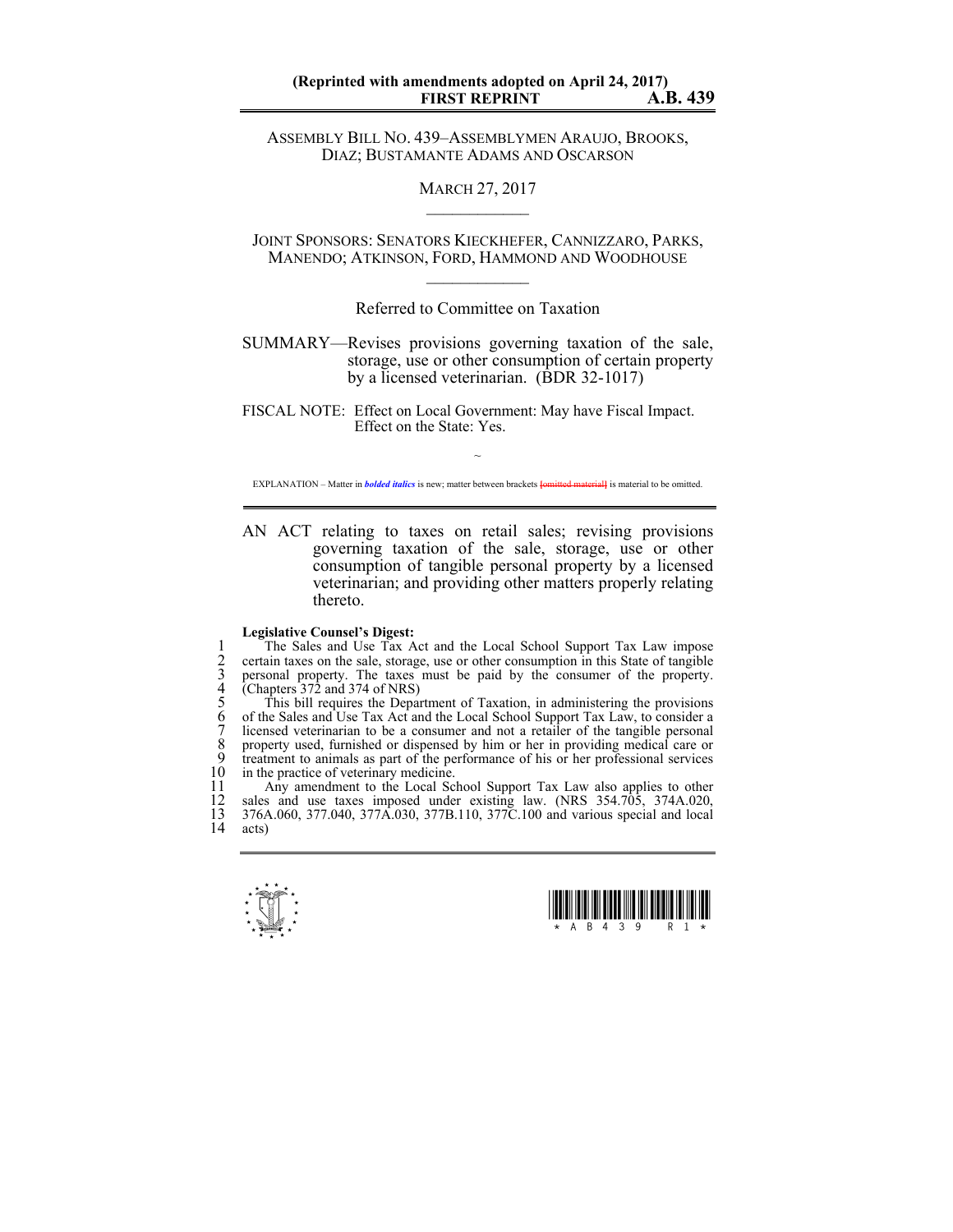(Reprinted with amendments adopted on April 24, 2017)
**FIRST REPRINT** **A.B. 439**

ASSEMBLY BILL NO. 439–ASSEMBLYMEN ARAUJO, BROOKS, DIAZ; BUSTAMANTE ADAMS AND OSCARSON

MARCH 27, 2017

JOINT SPONSORS: SENATORS KIECKHEFER, CANNIZZARO, PARKS, MANENDO; ATKINSON, FORD, HAMMOND AND WOODHOUSE

Referred to Committee on Taxation

SUMMARY—Revises provisions governing taxation of the sale, storage, use or other consumption of certain property by a licensed veterinarian. (BDR 32-1017)

FISCAL NOTE: Effect on Local Government: May have Fiscal Impact.
Effect on the State: Yes.

~

EXPLANATION – Matter in ***bolded italics*** is new; matter between brackets [omitted material] is material to be omitted.

AN ACT relating to taxes on retail sales; revising provisions governing taxation of the sale, storage, use or other consumption of tangible personal property by a licensed veterinarian; and providing other matters properly relating thereto.

**Legislative Counsel's Digest:**

1 The Sales and Use Tax Act and the Local School Support Tax Law impose
2 certain taxes on the sale, storage, use or other consumption in this State of tangible
3 personal property. The taxes must be paid by the consumer of the property.
4 (Chapters 372 and 374 of NRS)
5 This bill requires the Department of Taxation, in administering the provisions
6 of the Sales and Use Tax Act and the Local School Support Tax Law, to consider a
7 licensed veterinarian to be a consumer and not a retailer of the tangible personal
8 property used, furnished or dispensed by him or her in providing medical care or
9 treatment to animals as part of the performance of his or her professional services
10 in the practice of veterinary medicine.
11 Any amendment to the Local School Support Tax Law also applies to other
12 sales and use taxes imposed under existing law. (NRS 354.705, 374A.020,
13 376A.060, 377.040, 377A.030, 377B.110, 377C.100 and various special and local
14 acts)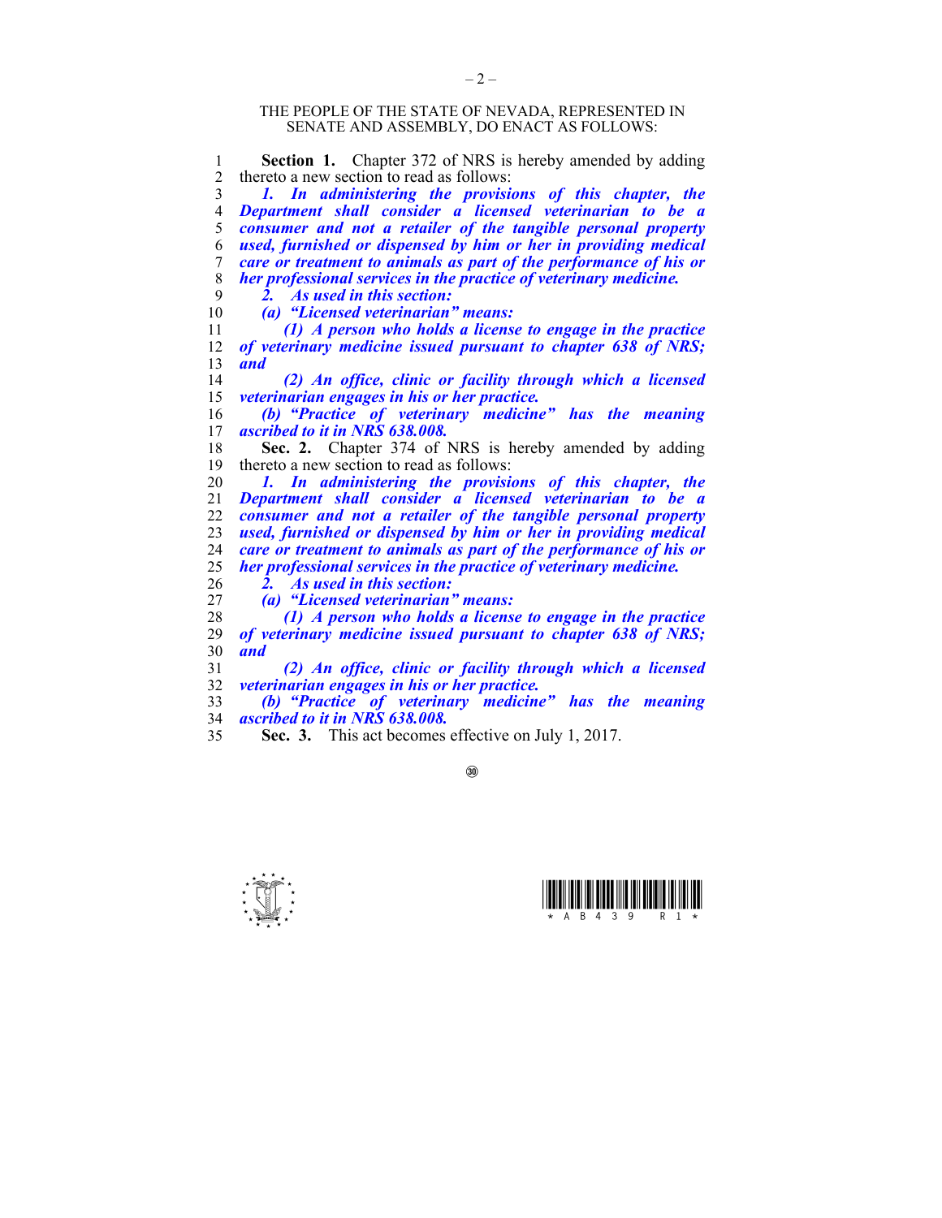THE PEOPLE OF THE STATE OF NEVADA, REPRESENTED IN SENATE AND ASSEMBLY, DO ENACT AS FOLLOWS:

**Section 1.** Chapter 372 of NRS is hereby amended by adding thereto a new section to read as follows:

***1. In administering the provisions of this chapter, the Department shall consider a licensed veterinarian to be a consumer and not a retailer of the tangible personal property used, furnished or dispensed by him or her in providing medical care or treatment to animals as part of the performance of his or her professional services in the practice of veterinary medicine.***

***2. As used in this section:***

***(a) "Licensed veterinarian" means:***

***(1) A person who holds a license to engage in the practice of veterinary medicine issued pursuant to chapter 638 of NRS; and***

***(2) An office, clinic or facility through which a licensed veterinarian engages in his or her practice.***

***(b) "Practice of veterinary medicine" has the meaning ascribed to it in NRS 638.008.***

**Sec. 2.** Chapter 374 of NRS is hereby amended by adding thereto a new section to read as follows:

***1. In administering the provisions of this chapter, the Department shall consider a licensed veterinarian to be a consumer and not a retailer of the tangible personal property used, furnished or dispensed by him or her in providing medical care or treatment to animals as part of the performance of his or her professional services in the practice of veterinary medicine.***

***2. As used in this section:***

***(a) "Licensed veterinarian" means:***

***(1) A person who holds a license to engage in the practice of veterinary medicine issued pursuant to chapter 638 of NRS; and***

***(2) An office, clinic or facility through which a licensed veterinarian engages in his or her practice.***

***(b) "Practice of veterinary medicine" has the meaning ascribed to it in NRS 638.008.***

**Sec. 3.** This act becomes effective on July 1, 2017.